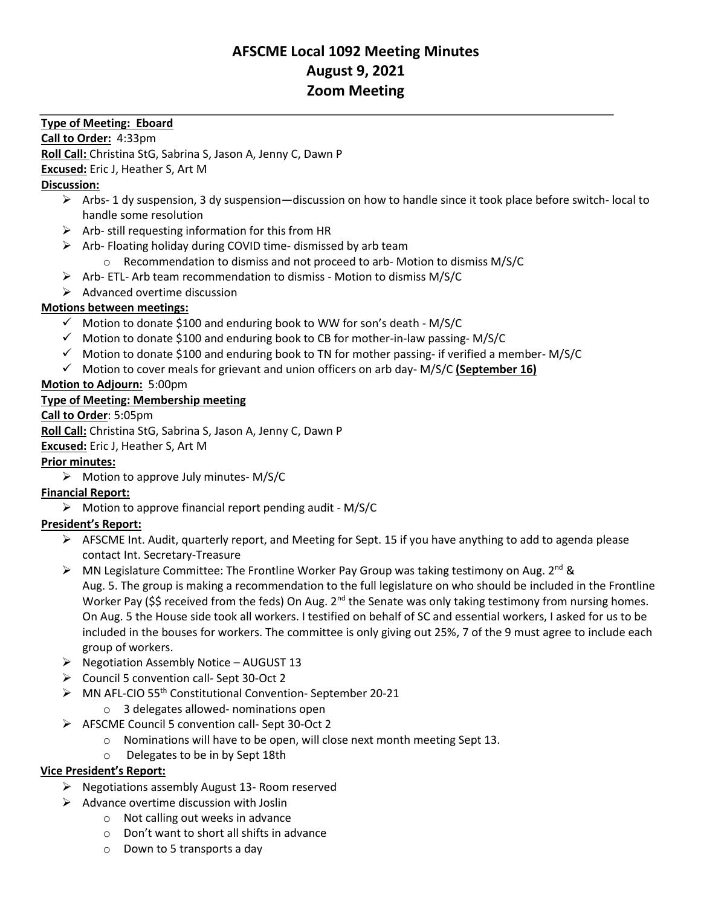# AFSCME Local 1092 Meeting Minutes
# August 9, 2021
# Zoom Meeting

**Type of Meeting: Eboard**

**Call to Order:** 4:33pm

**Roll Call:** Christina StG, Sabrina S, Jason A, Jenny C, Dawn P

**Excused:** Eric J, Heather S, Art M

**Discussion:**

- Arbs- 1 dy suspension, 3 dy suspension—discussion on how to handle since it took place before switch- local to handle some resolution
- Arb- still requesting information for this from HR
- Arb- Floating holiday during COVID time- dismissed by arb team
  - Recommendation to dismiss and not proceed to arb- Motion to dismiss M/S/C
- Arb- ETL- Arb team recommendation to dismiss - Motion to dismiss M/S/C
- Advanced overtime discussion

**Motions between meetings:**

- ✓ Motion to donate $100 and enduring book to WW for son's death - M/S/C
- ✓ Motion to donate $100 and enduring book to CB for mother-in-law passing- M/S/C
- ✓ Motion to donate $100 and enduring book to TN for mother passing- if verified a member- M/S/C
- ✓ Motion to cover meals for grievant and union officers on arb day- M/S/C **(September 16)**

**Motion to Adjourn:** 5:00pm

**Type of Meeting: Membership meeting**

**Call to Order**: 5:05pm

**Roll Call:** Christina StG, Sabrina S, Jason A, Jenny C, Dawn P

**Excused:** Eric J, Heather S, Art M

**Prior minutes:**

- Motion to approve July minutes- M/S/C

**Financial Report:**

- Motion to approve financial report pending audit - M/S/C

**President's Report:**

- AFSCME Int. Audit, quarterly report, and Meeting for Sept. 15 if you have anything to add to agenda please contact Int. Secretary-Treasure
- MN Legislature Committee: The Frontline Worker Pay Group was taking testimony on Aug. 2nd & Aug. 5. The group is making a recommendation to the full legislature on who should be included in the Frontline Worker Pay ($$ received from the feds) On Aug. 2nd the Senate was only taking testimony from nursing homes. On Aug. 5 the House side took all workers. I testified on behalf of SC and essential workers, I asked for us to be included in the bouses for workers. The committee is only giving out 25%, 7 of the 9 must agree to include each group of workers.
- Negotiation Assembly Notice – AUGUST 13
- Council 5 convention call- Sept 30-Oct 2
- MN AFL-CIO 55th Constitutional Convention- September 20-21
  - 3 delegates allowed- nominations open
- AFSCME Council 5 convention call- Sept 30-Oct 2
  - Nominations will have to be open, will close next month meeting Sept 13.
  - Delegates to be in by Sept 18th

**Vice President's Report:**

- Negotiations assembly August 13- Room reserved
- Advance overtime discussion with Joslin
  - Not calling out weeks in advance
  - Don't want to short all shifts in advance
  - Down to 5 transports a day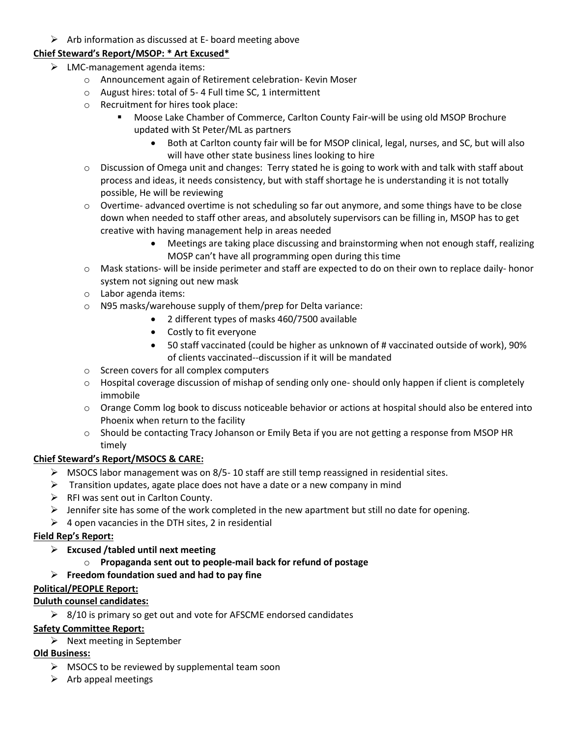- Arb information as discussed at E- board meeting above

**Chief Steward's Report/MSOP: * Art Excused***

- LMC-management agenda items:
  - Announcement again of Retirement celebration- Kevin Moser
  - August hires: total of 5- 4 Full time SC, 1 intermittent
  - Recruitment for hires took place:
    - Moose Lake Chamber of Commerce, Carlton County Fair-will be using old MSOP Brochure updated with St Peter/ML as partners
      - Both at Carlton county fair will be for MSOP clinical, legal, nurses, and SC, but will also will have other state business lines looking to hire
  - Discussion of Omega unit and changes: Terry stated he is going to work with and talk with staff about process and ideas, it needs consistency, but with staff shortage he is understanding it is not totally possible, He will be reviewing
  - Overtime- advanced overtime is not scheduling so far out anymore, and some things have to be close down when needed to staff other areas, and absolutely supervisors can be filling in, MSOP has to get creative with having management help in areas needed
    - Meetings are taking place discussing and brainstorming when not enough staff, realizing MOSP can't have all programming open during this time
  - Mask stations- will be inside perimeter and staff are expected to do on their own to replace daily- honor system not signing out new mask
  - Labor agenda items:
  - N95 masks/warehouse supply of them/prep for Delta variance:
    - 2 different types of masks 460/7500 available
    - Costly to fit everyone
    - 50 staff vaccinated (could be higher as unknown of # vaccinated outside of work), 90% of clients vaccinated--discussion if it will be mandated
  - Screen covers for all complex computers
  - Hospital coverage discussion of mishap of sending only one- should only happen if client is completely immobile
  - Orange Comm log book to discuss noticeable behavior or actions at hospital should also be entered into Phoenix when return to the facility
  - Should be contacting Tracy Johanson or Emily Beta if you are not getting a response from MSOP HR timely

**Chief Steward's Report/MSOCS & CARE:**

- MSOCS labor management was on 8/5- 10 staff are still temp reassigned in residential sites.
- Transition updates, agate place does not have a date or a new company in mind
- RFI was sent out in Carlton County.
- Jennifer site has some of the work completed in the new apartment but still no date for opening.
- 4 open vacancies in the DTH sites, 2 in residential

**Field Rep's Report:**

- **Excused /tabled until next meeting**
  - **Propaganda sent out to people-mail back for refund of postage**
- **Freedom foundation sued and had to pay fine**

**Political/PEOPLE Report:**

**Duluth counsel candidates:**

- 8/10 is primary so get out and vote for AFSCME endorsed candidates

**Safety Committee Report:**

- Next meeting in September

**Old Business:**

- MSOCS to be reviewed by supplemental team soon
- Arb appeal meetings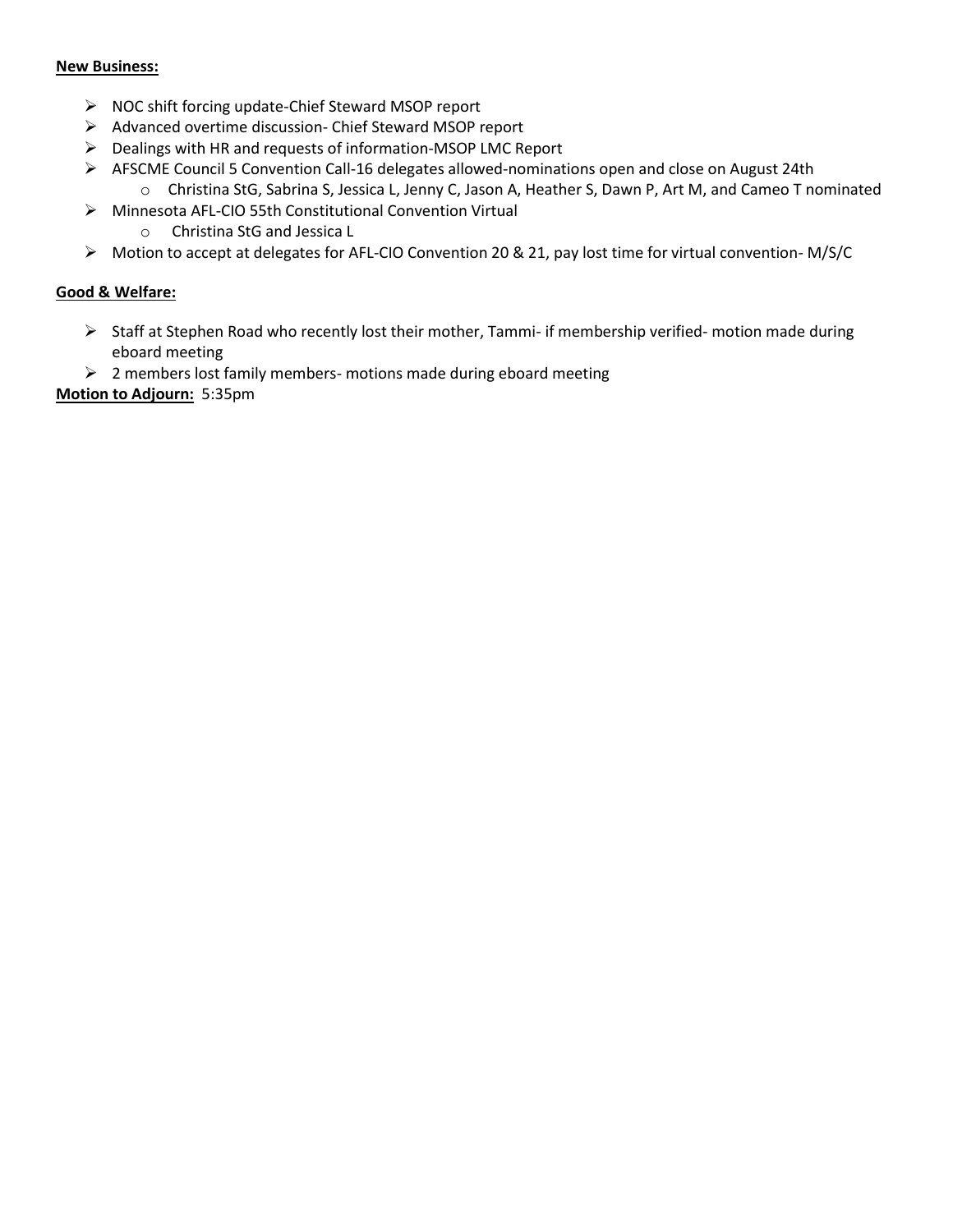**New Business:**

- NOC shift forcing update-Chief Steward MSOP report
- Advanced overtime discussion- Chief Steward MSOP report
- Dealings with HR and requests of information-MSOP LMC Report
- AFSCME Council 5 Convention Call-16 delegates allowed-nominations open and close on August 24th
  - Christina StG, Sabrina S, Jessica L, Jenny C, Jason A, Heather S, Dawn P, Art M, and Cameo T nominated
- Minnesota AFL-CIO 55th Constitutional Convention Virtual
  - Christina StG and Jessica L
- Motion to accept at delegates for AFL-CIO Convention 20 & 21, pay lost time for virtual convention- M/S/C

**Good & Welfare:**

- Staff at Stephen Road who recently lost their mother, Tammi- if membership verified- motion made during eboard meeting
- 2 members lost family members- motions made during eboard meeting

**Motion to Adjourn:** 5:35pm